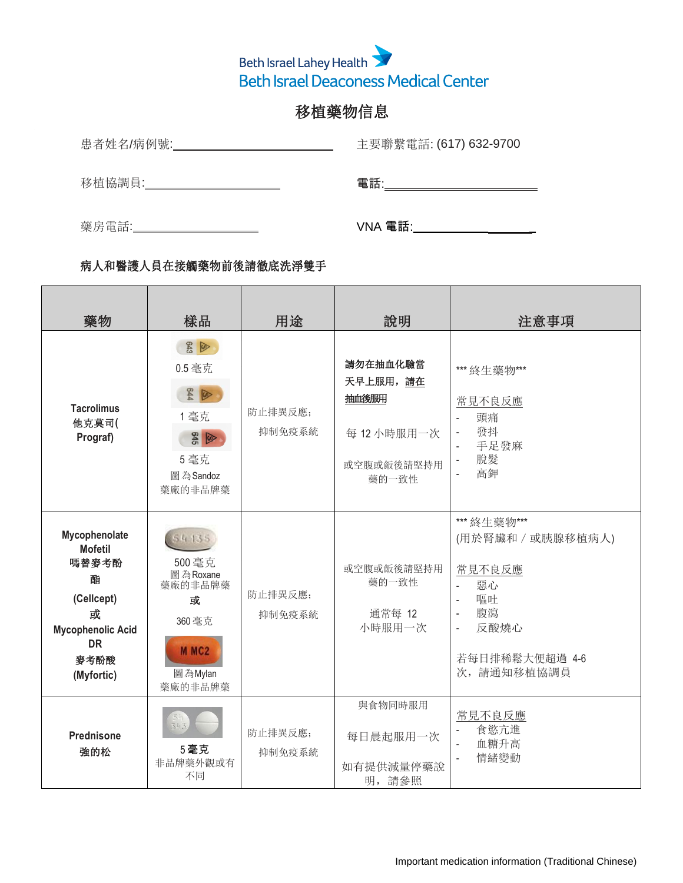Beth Israel Lahey Health
Beth Israel Deaconess Medical Center

# 移植藥物信息

患者姓名/病例號:____________________ 主要聯繫電話: (617) 632-9700

移植協調員:____________________ **電話:**____________________

藥房電話:____________________ VNA **電話:**____________________

**病人和醫護人員在接觸藥物前後請徹底洗淨雙手**

| 藥物 | 樣品 | 用途 | 說明 | 注意事項 |
|---|---|---|---|---|
| **Tacrolimus 他克莫司( Prograf)** | 0.5 毫克<br>1 毫克<br>5 毫克<br>圖為Sandoz 藥廠的非品牌藥 | 防止排異反應;<br>抑制免疫系統 | **請勿在抽血化驗當天早上服用,請在抽血後服用**<br><br>每 12 小時服用一次<br><br>或空腹或飯後請堅持用藥的一致性 | *** 終生藥物***<br><br>常見不良反應<br>- 頭痛<br>- 發抖<br>- 手足發麻<br>- 脫髮<br>- 高鉀 |
| **Mycophenolate Mofetil 嗎替麥考酚酯 (Cellcept) 或 Mycophenolic Acid DR 麥考酚酸 (Myfortic)** | 500 毫克<br>圖為Roxane 藥廠的非品牌藥<br>**或**<br>360 毫克<br>圖為Mylan 藥廠的非品牌藥 | 防止排異反應;<br>抑制免疫系統 | 或空腹或飯後請堅持用藥的一致性<br><br>通常每 12 小時服用一次 | *** 終生藥物***<br>(用於腎臟和/或胰腺移植病人)<br><br>常見不良反應<br>- 惡心<br>- 嘔吐<br>- 腹瀉<br>- 反酸燒心<br><br>若每日排稀鬆大便超過 4-6 次,請通知移植協調員 |
| **Prednisone 強的松** | **5毫克**<br>非品牌藥外觀或有不同 | 防止排異反應;<br>抑制免疫系統 | 與食物同時服用<br><br>每日晨起服用一次<br><br>如有提供減量停藥說明,請參照 | 常見不良反應<br>- 食慾亢進<br>- 血糖升高<br>- 情緒變動 |

Important medication information (Traditional Chinese)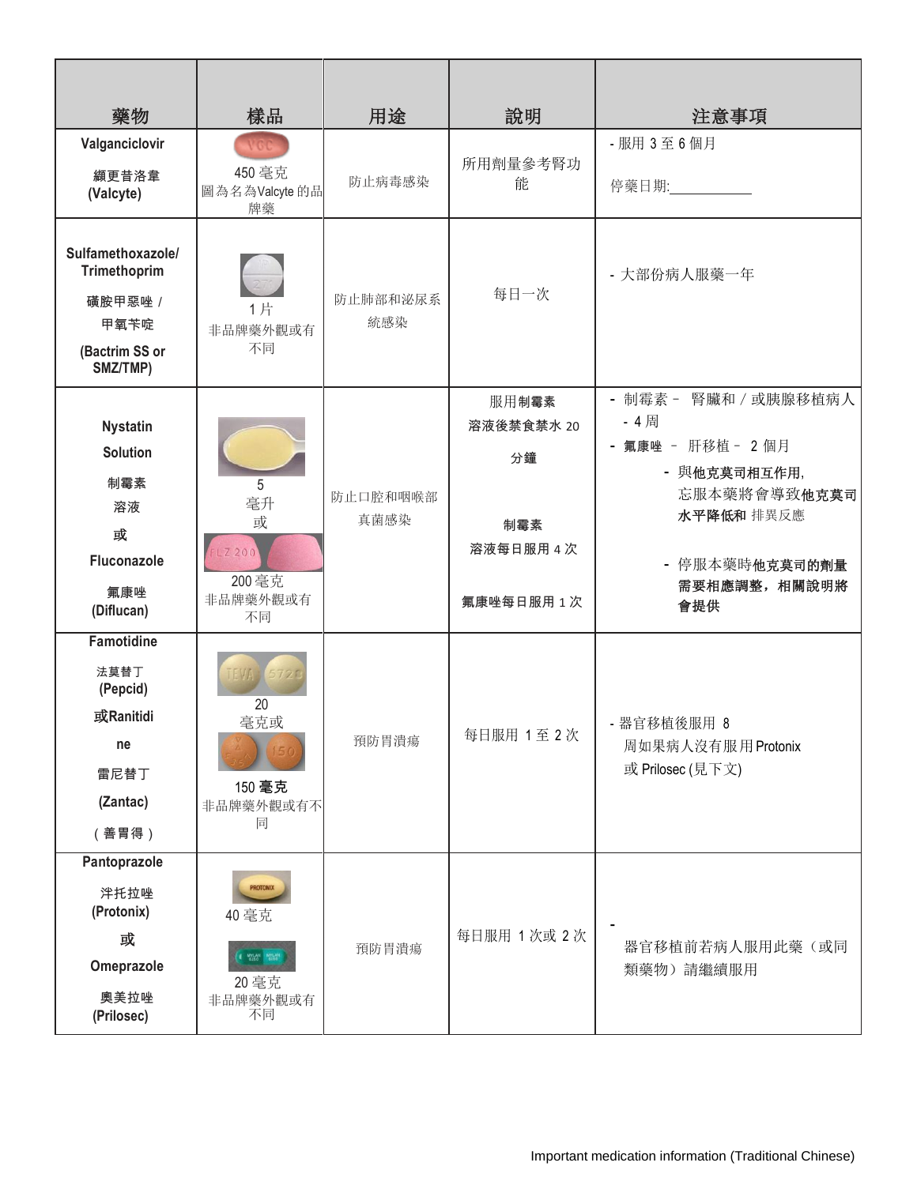| 藥物 | 樣品 | 用途 | 說明 | 注意事項 |
| --- | --- | --- | --- | --- |
| Valganciclovir<br>纈更昔洛韋<br>(Valcyte) | 450 毫克<br>圖為名為Valcyte 的品牌藥 | 防止病毒感染 | 所用劑量參考腎功能 | - 服用 3 至 6 個月<br>停藥日期:___________ |
| Sulfamethoxazole/ Trimethoprim<br>磺胺甲惡唑 / 甲氧苄啶<br>(Bactrim SS or SMZ/TMP) | 1 片<br>非品牌藥外觀或有不同 | 防止肺部和泌尿系統感染 | 每日一次 | - 大部份病人服藥一年 |
| Nystatin Solution<br>制霉素溶液<br>或<br>Fluconazole<br>氟康唑<br>(Diflucan) | 5 毫升<br>或<br>200 毫克<br>非品牌藥外觀或有不同 | 防止口腔和咽喉部真菌感染 | 服用**制霉素溶液**後禁食禁水 20 分鐘<br>**制霉素溶液**每日服用 4 次<br>**氟康唑**每日服用 1 次 | - 制霉素 – 腎臟和 / 或胰腺移植病人 - 4 周<br>- **氟康唑** – 肝移植 – 2 個月<br>- 與**他克莫司**相互作用, 忘服本藥將會導致**他克莫司水平降低和**排異反應<br>- 停服本藥時**他克莫司的劑量需要相應調整，相關說明將會提供** |
| Famotidine<br>法莫替丁<br>(Pepcid)<br>或Ranitidine<br>雷尼替丁<br>(Zantac)<br>（善胃得） | 20 毫克或<br>150 毫克<br>非品牌藥外觀或有不同 | 預防胃潰瘍 | 每日服用 1 至 2 次 | - 器官移植後服用 8 周如果病人沒有服用 Protonix 或 Prilosec (見下文) |
| Pantoprazole<br>泮托拉唑<br>(Protonix)<br>或<br>Omeprazole<br>奧美拉唑<br>(Prilosec) | 40 毫克<br>20 毫克<br>非品牌藥外觀或有不同 | 預防胃潰瘍 | 每日服用 1 次或 2 次 | - 器官移植前若病人服用此藥（或同類藥物）請繼續服用 |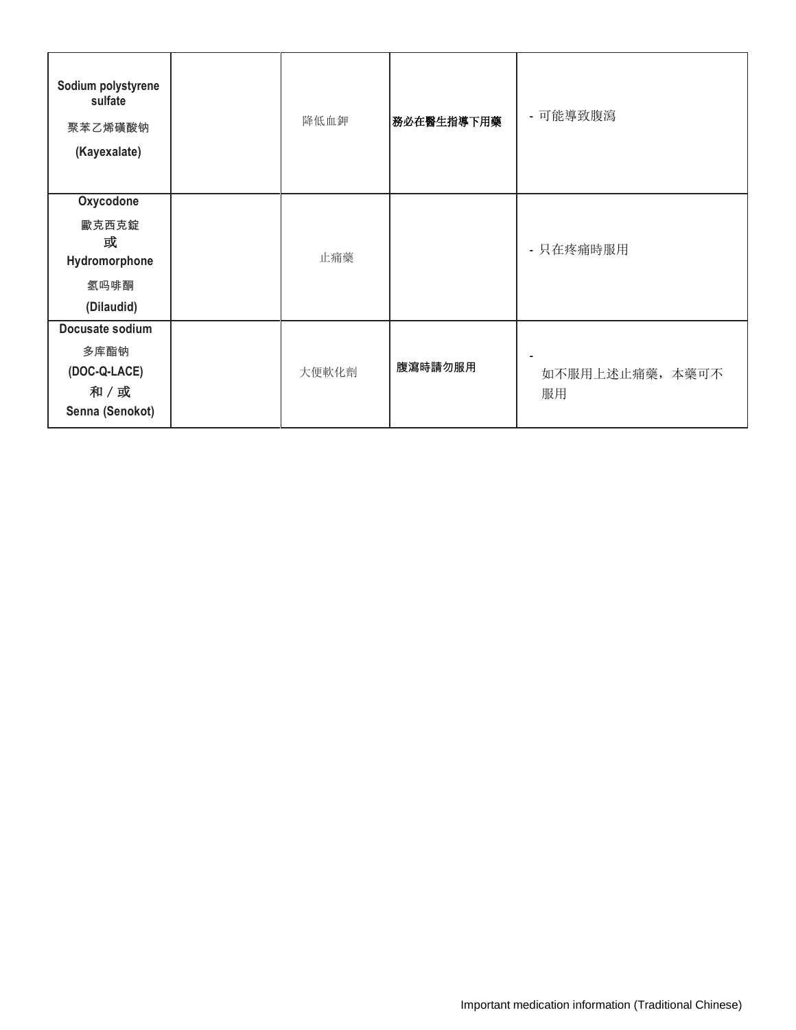| | | | | |
|---|---|---|---|---|
| **Sodium polystyrene sulfate**<br>聚苯乙烯磺酸钠<br>**(Kayexalate)** | | 降低血鉀 | **務必在醫生指導下用藥** | - 可能導致腹瀉 |
| **Oxycodone**<br>歐克西克錠<br>**或**<br>**Hydromorphone**<br>氢吗啡酮<br>**(Dilaudid)** | | 止痛藥 | | - 只在疼痛時服用 |
| **Docusate sodium**<br>多库酯钠<br>**(DOC-Q-LACE)**<br>**和 / 或**<br>**Senna (Senokot)** | | 大便軟化劑 | **腹瀉時請勿服用** | - 如不服用上述止痛藥，本藥可不服用 |